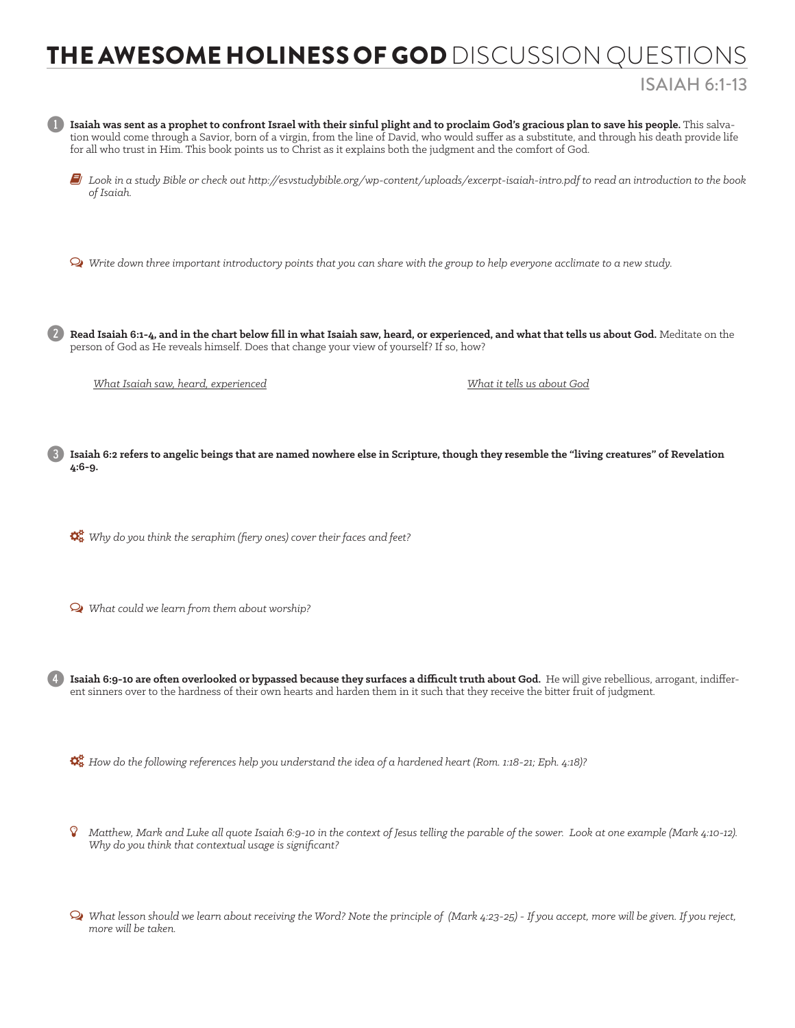# THE AWESOME HOLINESS OF GOD DISCUSSION QUESTIONS

## ISAIAH 6:1-13

1. **Isaiah was sent as a prophet to confront Israel with their sinful plight and to proclaim God's gracious plan to save his people.** This salvation would come through a Savior, born of a virgin, from the line of David, who would suffer as a substitute, and through his death provide life for all who trust in Him. This book points us to Christ as it explains both the judgment and the comfort of God.

   *Look in a study Bible or check out http://esvstudybible.org/wp-content/uploads/excerpt-isaiah-intro.pdf to read an introduction to the book of Isaiah.*

   *Write down three important introductory points that you can share with the group to help everyone acclimate to a new study.*

2. **Read Isaiah 6:1-4, and in the chart below fill in what Isaiah saw, heard, or experienced, and what that tells us about God.** Meditate on the person of God as He reveals himself. Does that change your view of yourself? If so, how?

| *What Isaiah saw, heard, experienced* | *What it tells us about God* |
|---|---|
| | |

3. **Isaiah 6:2 refers to angelic beings that are named nowhere else in Scripture, though they resemble the "living creatures" of Revelation 4:6-9.**

   *Why do you think the seraphim (fiery ones) cover their faces and feet?*

   *What could we learn from them about worship?*

4. **Isaiah 6:9-10 are often overlooked or bypassed because they surfaces a difficult truth about God.** He will give rebellious, arrogant, indifferent sinners over to the hardness of their own hearts and harden them in it such that they receive the bitter fruit of judgment.

   *How do the following references help you understand the idea of a hardened heart (Rom. 1:18-21; Eph. 4:18)?*

   *Matthew, Mark and Luke all quote Isaiah 6:9-10 in the context of Jesus telling the parable of the sower. Look at one example (Mark 4:10-12). Why do you think that contextual usage is significant?*

   *What lesson should we learn about receiving the Word? Note the principle of (Mark 4:23-25) - If you accept, more will be given. If you reject, more will be taken.*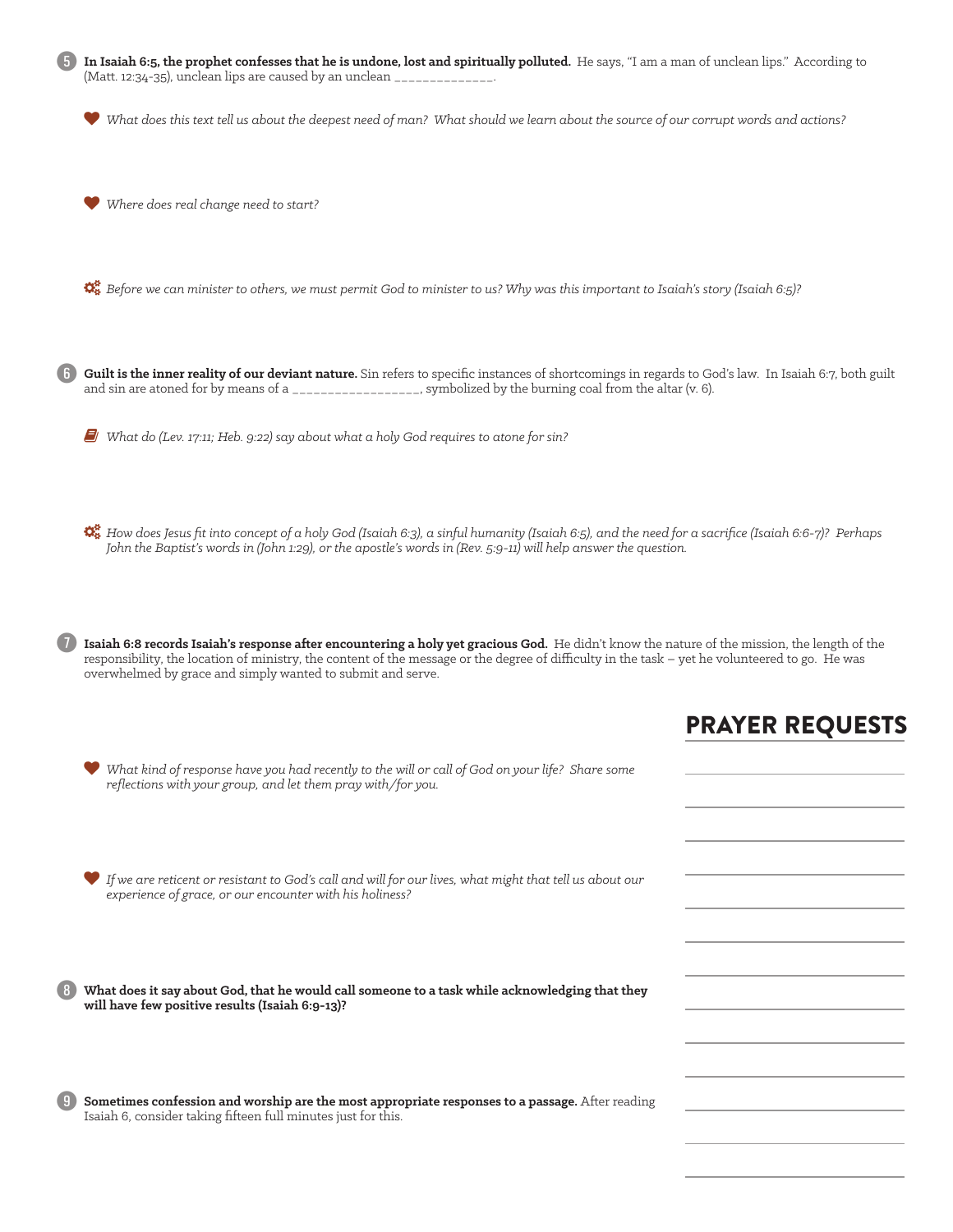5. **In Isaiah 6:5, the prophet confesses that he is undone, lost and spiritually polluted.** He says, "I am a man of unclean lips." According to (Matt. 12:34-35), unclean lips are caused by an unclean _____________.

   ❤ *What does this text tell us about the deepest need of man? What should we learn about the source of our corrupt words and actions?*

   ❤ *Where does real change need to start?*

   *Before we can minister to others, we must permit God to minister to us? Why was this important to Isaiah's story (Isaiah 6:5)?*

6. **Guilt is the inner reality of our deviant nature.** Sin refers to specific instances of shortcomings in regards to God's law. In Isaiah 6:7, both guilt and sin are atoned for by means of a ________________, symbolized by the burning coal from the altar (v. 6).

   *What do (Lev. 17:11; Heb. 9:22) say about what a holy God requires to atone for sin?*

   *How does Jesus fit into concept of a holy God (Isaiah 6:3), a sinful humanity (Isaiah 6:5), and the need for a sacrifice (Isaiah 6:6-7)? Perhaps John the Baptist's words in (John 1:29), or the apostle's words in (Rev. 5:9-11) will help answer the question.*

7. **Isaiah 6:8 records Isaiah's response after encountering a holy yet gracious God.** He didn't know the nature of the mission, the length of the responsibility, the location of ministry, the content of the message or the degree of difficulty in the task – yet he volunteered to go. He was overwhelmed by grace and simply wanted to submit and serve.

   ❤ *What kind of response have you had recently to the will or call of God on your life? Share some reflections with your group, and let them pray with/for you.*

   ❤ *If we are reticent or resistant to God's call and will for our lives, what might that tell us about our experience of grace, or our encounter with his holiness?*

8. **What does it say about God, that he would call someone to a task while acknowledging that they will have few positive results (Isaiah 6:9-13)?**

9. **Sometimes confession and worship are the most appropriate responses to a passage.** After reading Isaiah 6, consider taking fifteen full minutes just for this.

## PRAYER REQUESTS